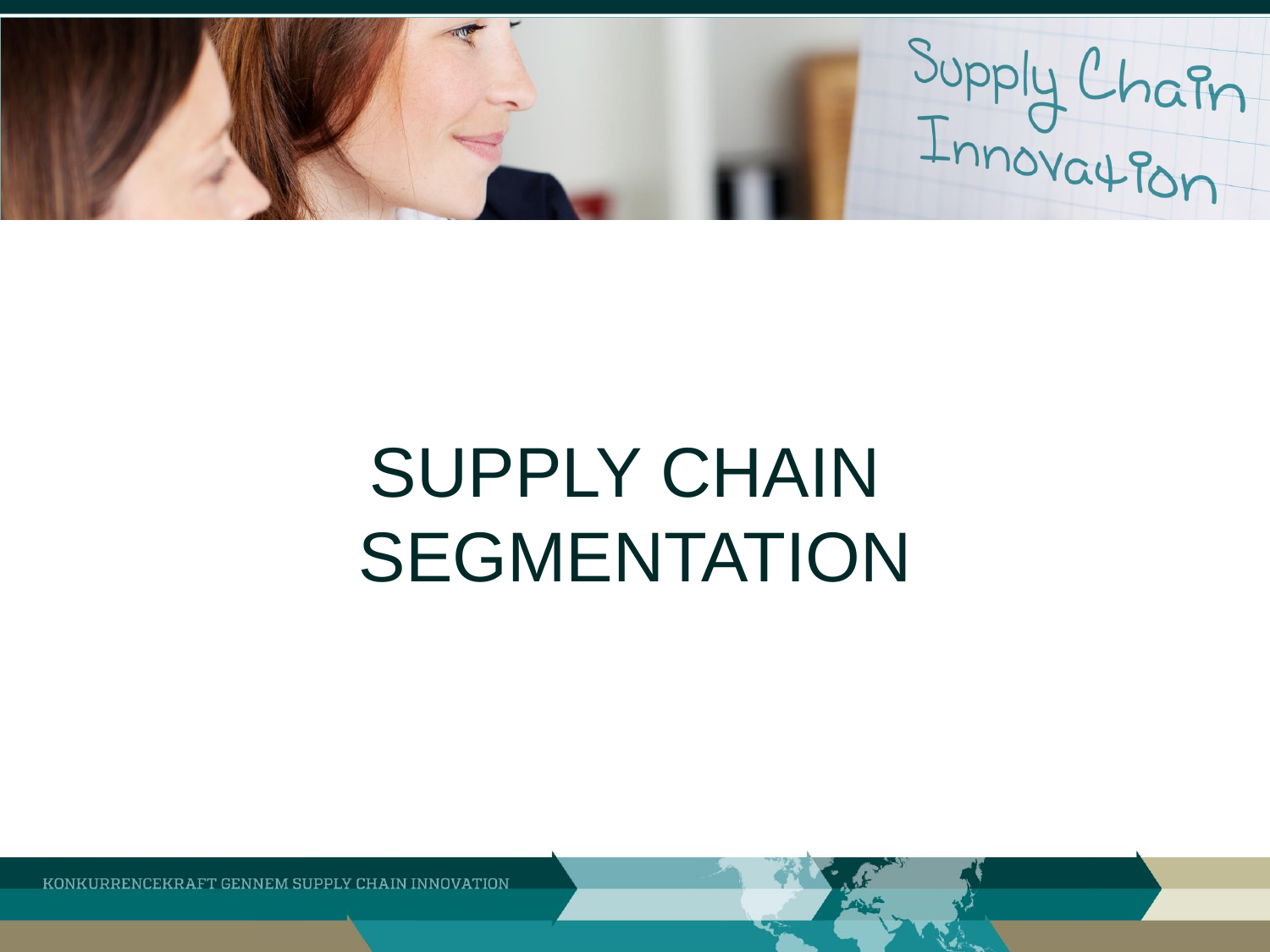# SUPPLY CHAIN SEGMENTATION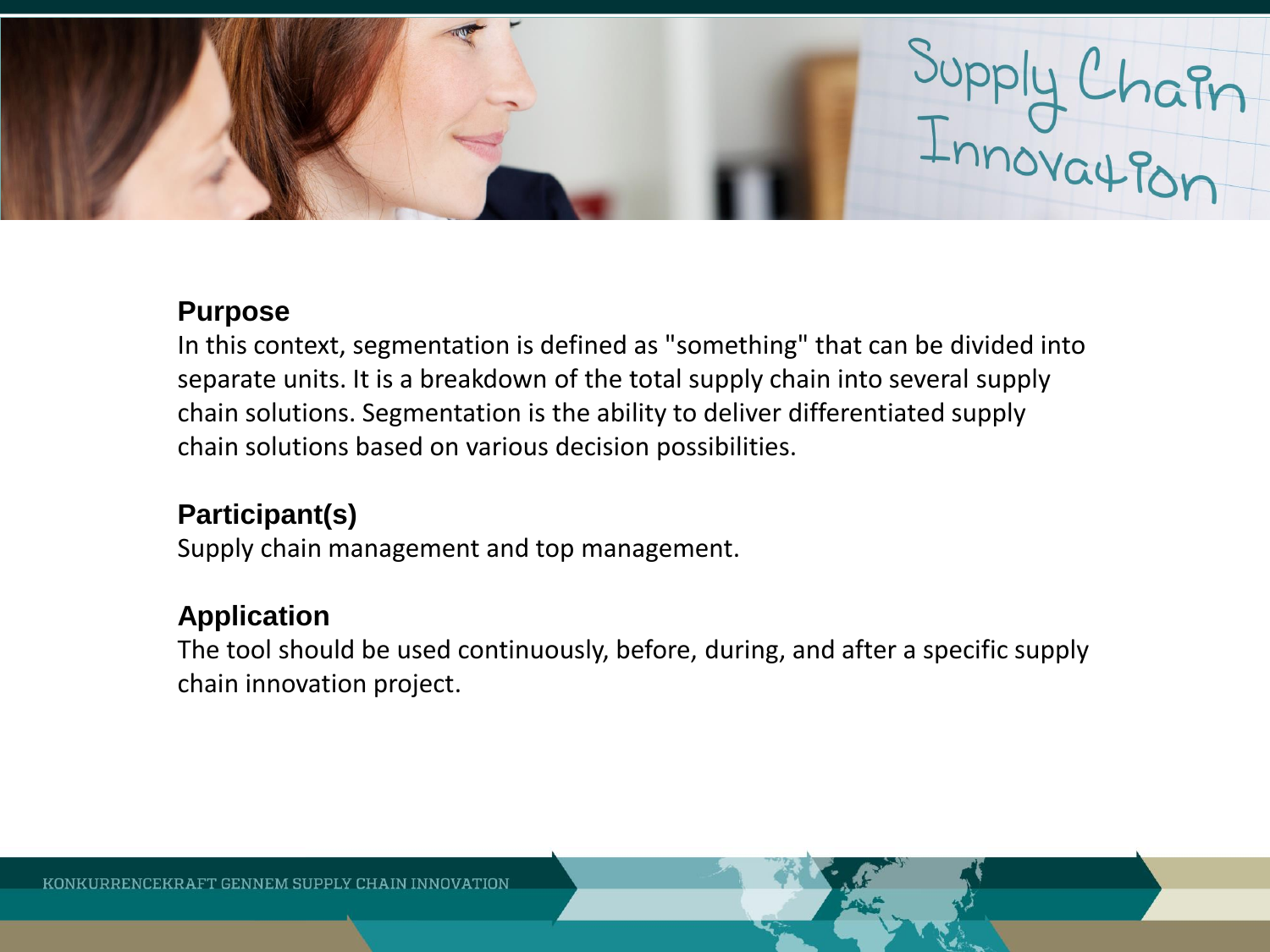## Purpose

In this context, segmentation is defined as "something" that can be divided into separate units. It is a breakdown of the total supply chain into several supply chain solutions. Segmentation is the ability to deliver differentiated supply chain solutions based on various decision possibilities.

## Participant(s)

Supply chain management and top management.

## Application

The tool should be used continuously, before, during, and after a specific supply chain innovation project.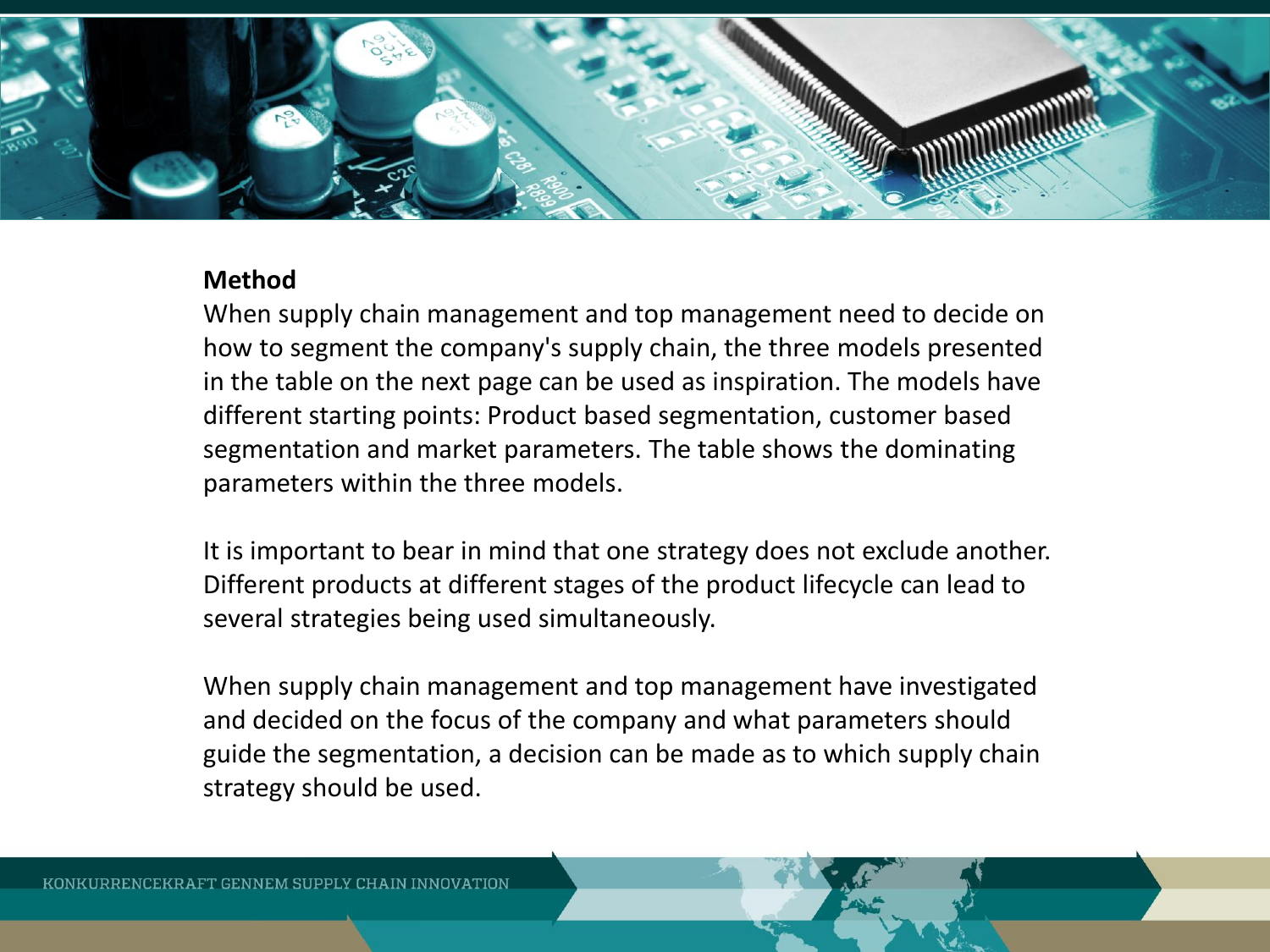**Method**

When supply chain management and top management need to decide on how to segment the company's supply chain, the three models presented in the table on the next page can be used as inspiration. The models have different starting points: Product based segmentation, customer based segmentation and market parameters. The table shows the dominating parameters within the three models.

It is important to bear in mind that one strategy does not exclude another. Different products at different stages of the product lifecycle can lead to several strategies being used simultaneously.

When supply chain management and top management have investigated and decided on the focus of the company and what parameters should guide the segmentation, a decision can be made as to which supply chain strategy should be used.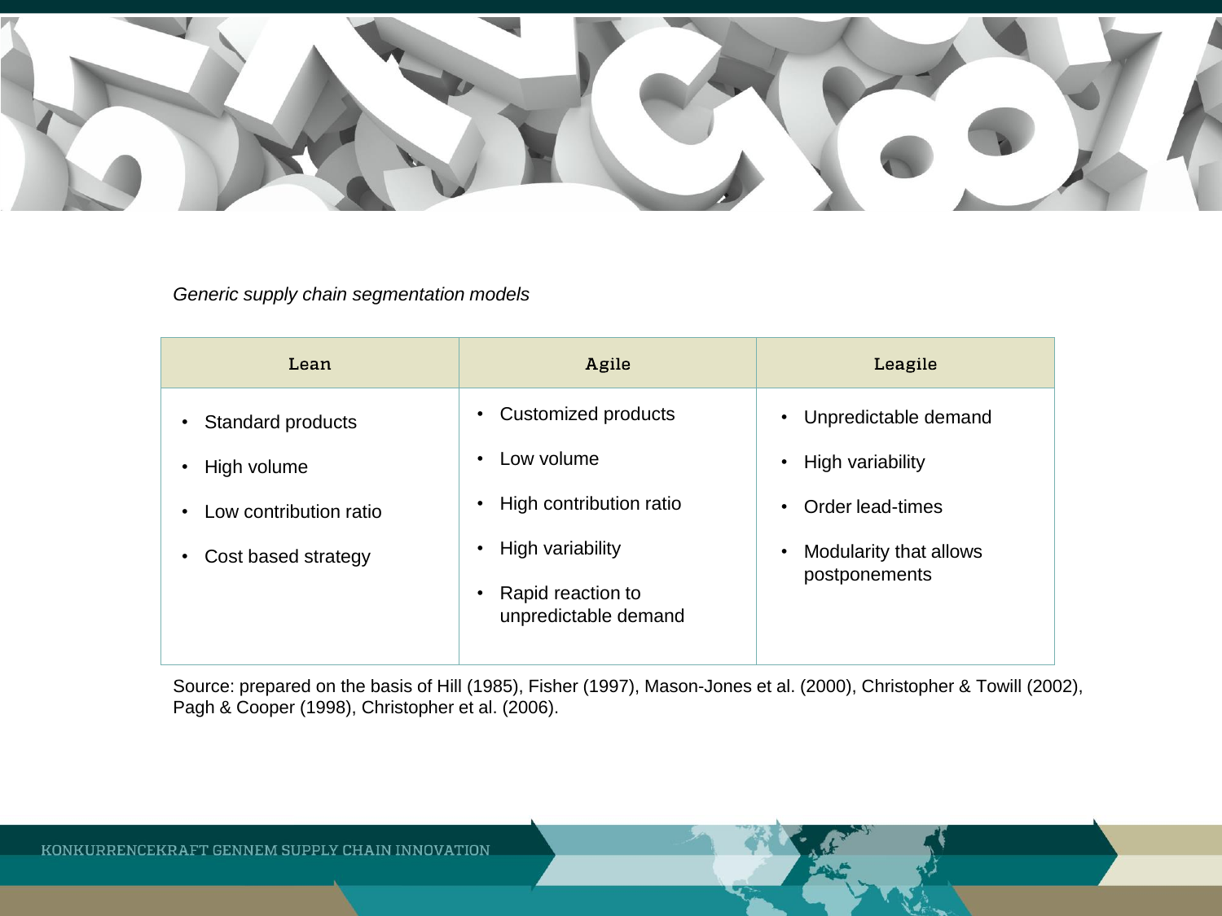*Generic supply chain segmentation models*

| Lean | Agile | Leagile |
| --- | --- | --- |
| • Standard products<br>• High volume<br>• Low contribution ratio<br>• Cost based strategy | • Customized products<br>• Low volume<br>• High contribution ratio<br>• High variability<br>• Rapid reaction to unpredictable demand | • Unpredictable demand<br>• High variability<br>• Order lead-times<br>• Modularity that allows postponements |

Source: prepared on the basis of Hill (1985), Fisher (1997), Mason-Jones et al. (2000), Christopher & Towill (2002), Pagh & Cooper (1998), Christopher et al. (2006).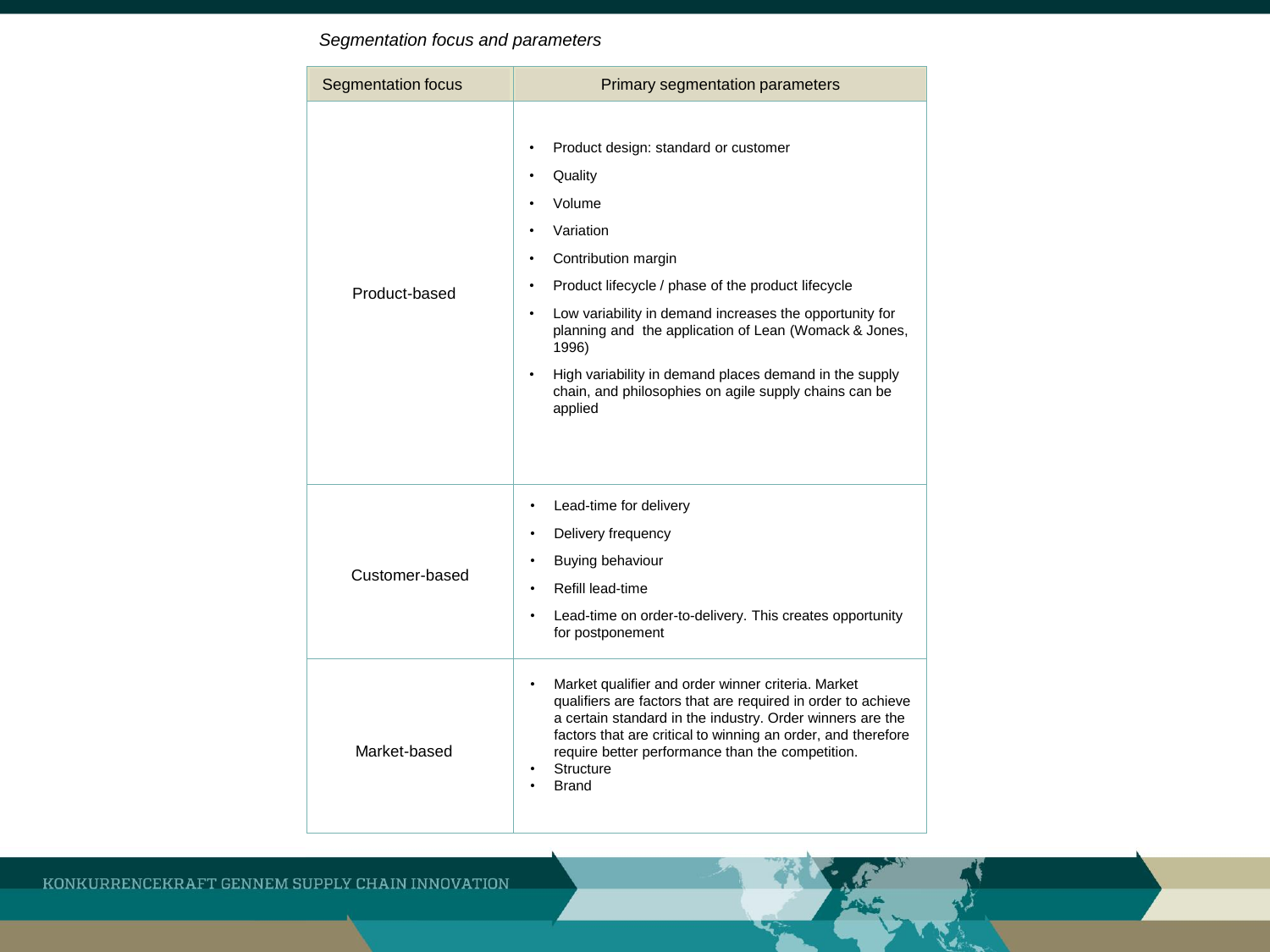*Segmentation focus and parameters*

| Segmentation focus | Primary segmentation parameters |
|---|---|
| Product-based | • Product design: standard or customer<br>• Quality<br>• Volume<br>• Variation<br>• Contribution margin<br>• Product lifecycle / phase of the product lifecycle<br>• Low variability in demand increases the opportunity for planning and the application of Lean (Womack & Jones, 1996)<br>• High variability in demand places demand in the supply chain, and philosophies on agile supply chains can be applied |
| Customer-based | • Lead-time for delivery<br>• Delivery frequency<br>• Buying behaviour<br>• Refill lead-time<br>• Lead-time on order-to-delivery. This creates opportunity for postponement |
| Market-based | • Market qualifier and order winner criteria. Market qualifiers are factors that are required in order to achieve a certain standard in the industry. Order winners are the factors that are critical to winning an order, and therefore require better performance than the competition.<br>• Structure<br>• Brand |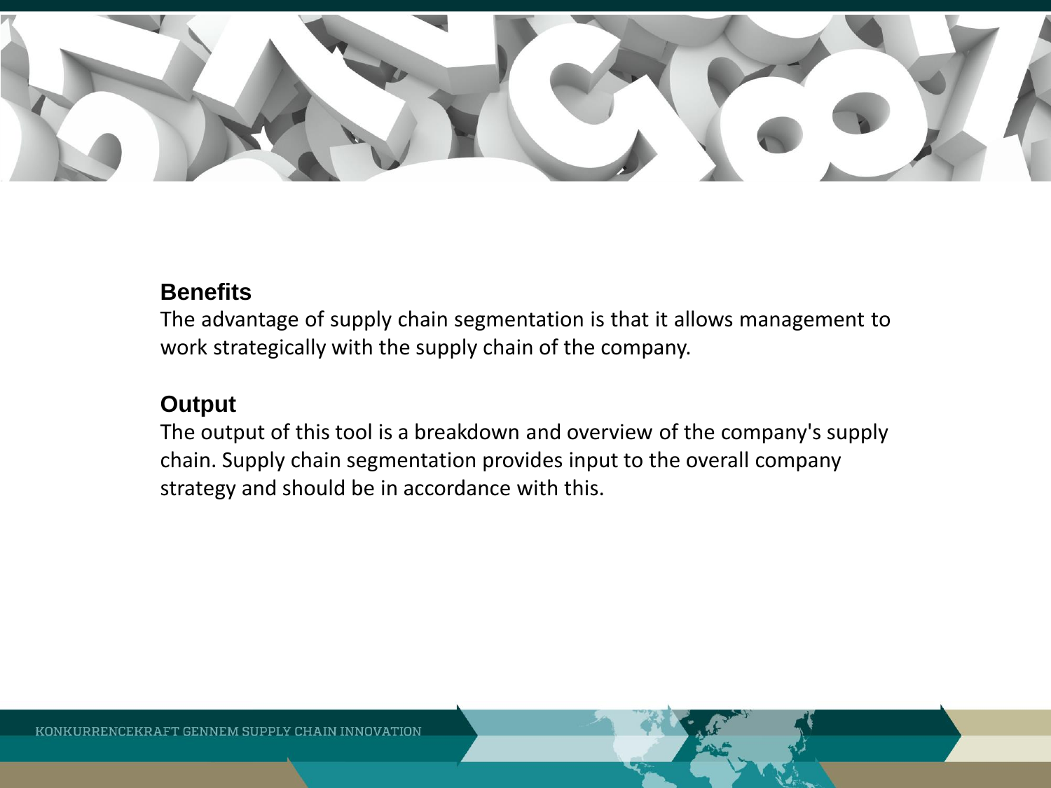## Benefits

The advantage of supply chain segmentation is that it allows management to work strategically with the supply chain of the company.

## Output

The output of this tool is a breakdown and overview of the company's supply chain. Supply chain segmentation provides input to the overall company strategy and should be in accordance with this.